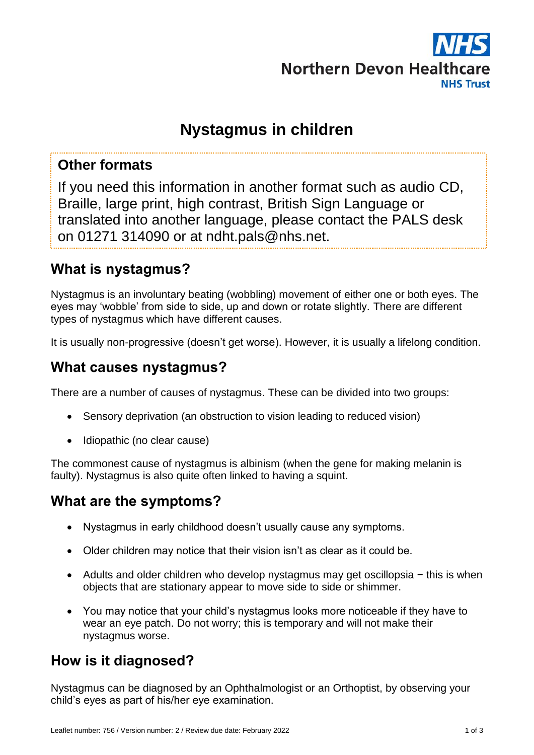Northern Devon Healthcare NHS Trust

# Nystagmus in children

## Other formats

If you need this information in another format such as audio CD, Braille, large print, high contrast, British Sign Language or translated into another language, please contact the PALS desk on 01271 314090 or at ndht.pals@nhs.net.

## What is nystagmus?

Nystagmus is an involuntary beating (wobbling) movement of either one or both eyes. The eyes may 'wobble' from side to side, up and down or rotate slightly. There are different types of nystagmus which have different causes.

It is usually non-progressive (doesn't get worse). However, it is usually a lifelong condition.

## What causes nystagmus?

There are a number of causes of nystagmus. These can be divided into two groups:

- Sensory deprivation (an obstruction to vision leading to reduced vision)
- Idiopathic (no clear cause)

The commonest cause of nystagmus is albinism (when the gene for making melanin is faulty). Nystagmus is also quite often linked to having a squint.

## What are the symptoms?

- Nystagmus in early childhood doesn't usually cause any symptoms.
- Older children may notice that their vision isn't as clear as it could be.
- Adults and older children who develop nystagmus may get oscillopsia − this is when objects that are stationary appear to move side to side or shimmer.
- You may notice that your child's nystagmus looks more noticeable if they have to wear an eye patch. Do not worry; this is temporary and will not make their nystagmus worse.

## How is it diagnosed?

Nystagmus can be diagnosed by an Ophthalmologist or an Orthoptist, by observing your child's eyes as part of his/her eye examination.

Leaflet number: 756 / Version number: 2 / Review due date: February 2022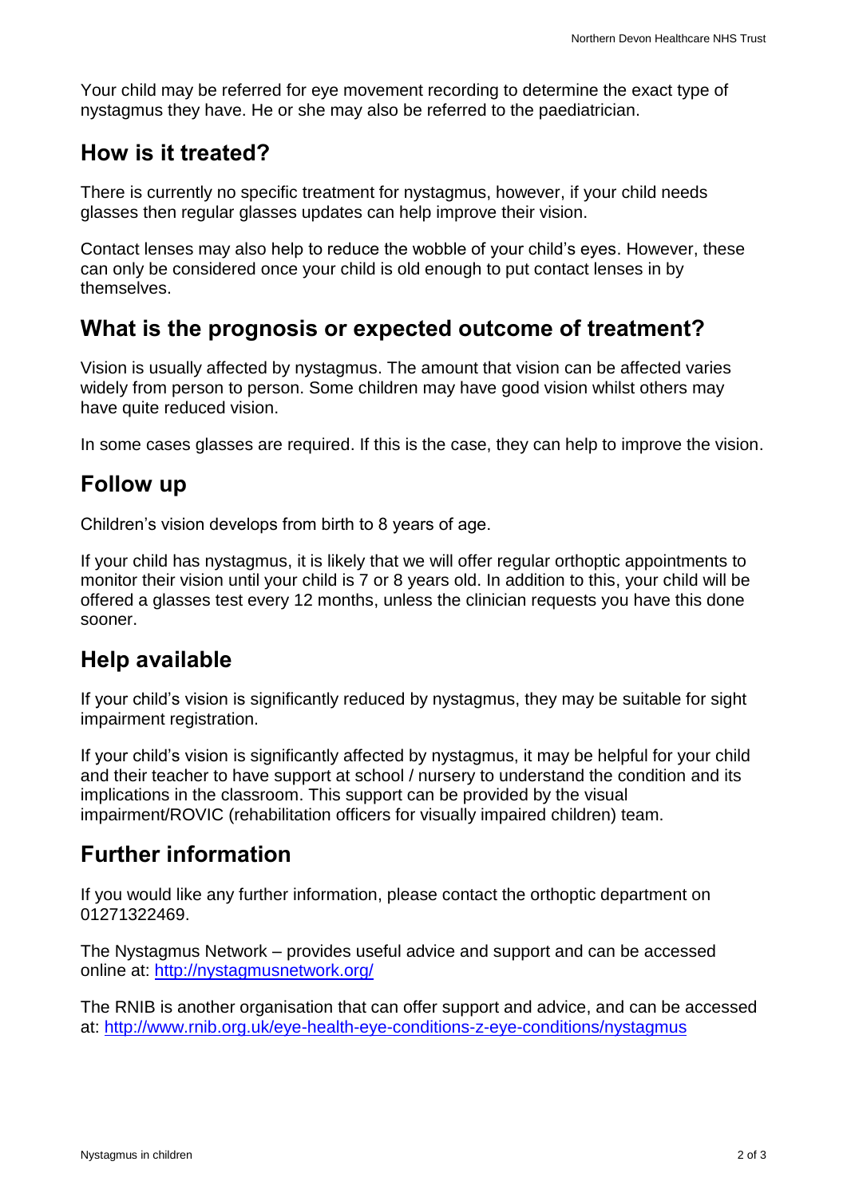Your child may be referred for eye movement recording to determine the exact type of nystagmus they have. He or she may also be referred to the paediatrician.

## How is it treated?

There is currently no specific treatment for nystagmus, however, if your child needs glasses then regular glasses updates can help improve their vision.

Contact lenses may also help to reduce the wobble of your child's eyes. However, these can only be considered once your child is old enough to put contact lenses in by themselves.

## What is the prognosis or expected outcome of treatment?

Vision is usually affected by nystagmus. The amount that vision can be affected varies widely from person to person. Some children may have good vision whilst others may have quite reduced vision.

In some cases glasses are required. If this is the case, they can help to improve the vision.

## Follow up

Children's vision develops from birth to 8 years of age.

If your child has nystagmus, it is likely that we will offer regular orthoptic appointments to monitor their vision until your child is 7 or 8 years old. In addition to this, your child will be offered a glasses test every 12 months, unless the clinician requests you have this done sooner.

## Help available

If your child's vision is significantly reduced by nystagmus, they may be suitable for sight impairment registration.

If your child's vision is significantly affected by nystagmus, it may be helpful for your child and their teacher to have support at school / nursery to understand the condition and its implications in the classroom. This support can be provided by the visual impairment/ROVIC (rehabilitation officers for visually impaired children) team.

## Further information

If you would like any further information, please contact the orthoptic department on 01271322469.

The Nystagmus Network – provides useful advice and support and can be accessed online at: [http://nystagmusnetwork.org/](http://nystagmusnetwork.org/)

The RNIB is another organisation that can offer support and advice, and can be accessed at: [http://www.rnib.org.uk/eye-health-eye-conditions-z-eye-conditions/nystagmus](http://www.rnib.org.uk/eye-health-eye-conditions-z-eye-conditions/nystagmus)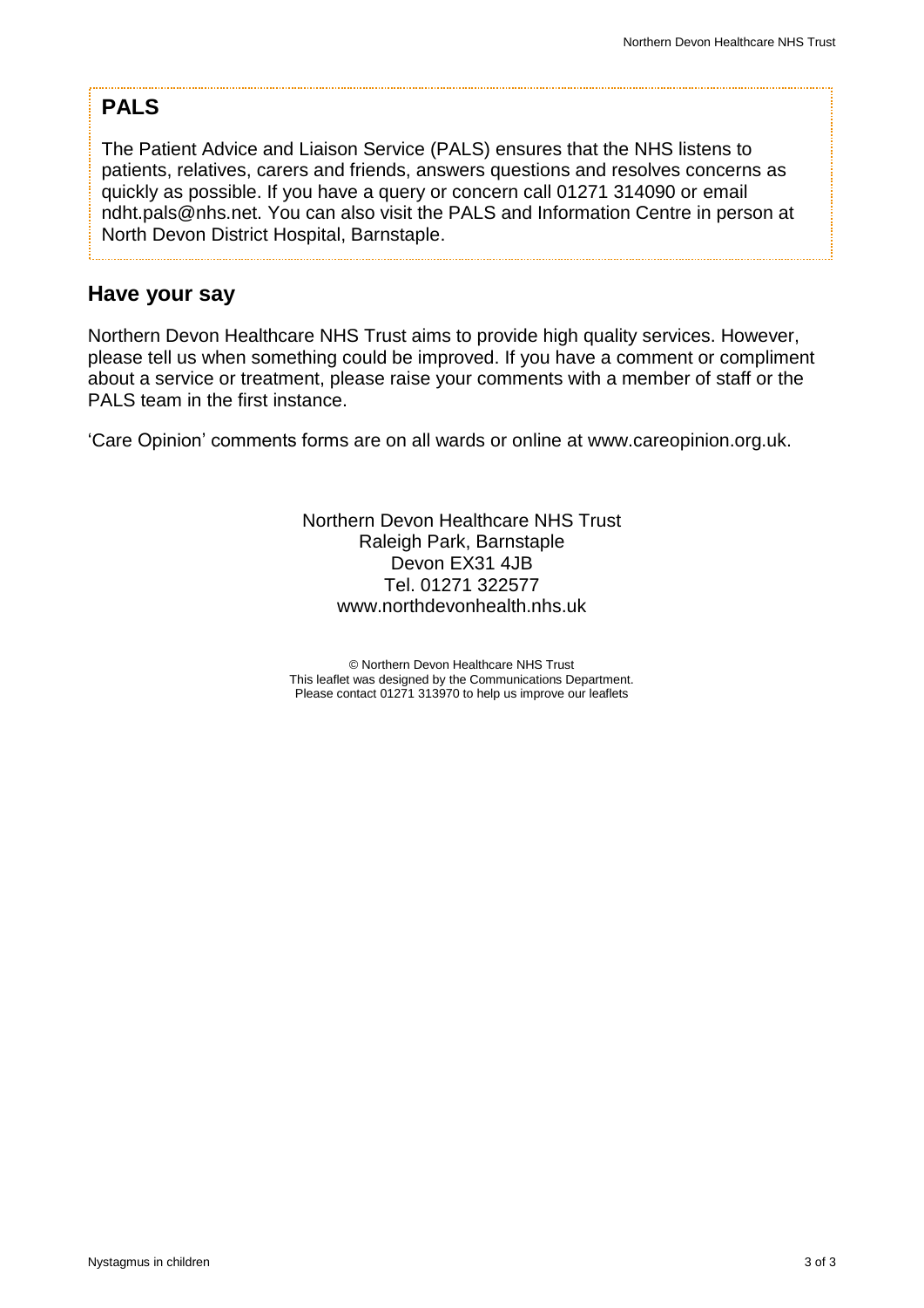## PALS

The Patient Advice and Liaison Service (PALS) ensures that the NHS listens to patients, relatives, carers and friends, answers questions and resolves concerns as quickly as possible. If you have a query or concern call 01271 314090 or email ndht.pals@nhs.net. You can also visit the PALS and Information Centre in person at North Devon District Hospital, Barnstaple.

## Have your say

Northern Devon Healthcare NHS Trust aims to provide high quality services. However, please tell us when something could be improved. If you have a comment or compliment about a service or treatment, please raise your comments with a member of staff or the PALS team in the first instance.

'Care Opinion' comments forms are on all wards or online at www.careopinion.org.uk.

Northern Devon Healthcare NHS Trust
Raleigh Park, Barnstaple
Devon EX31 4JB
Tel. 01271 322577
www.northdevonhealth.nhs.uk

© Northern Devon Healthcare NHS Trust
This leaflet was designed by the Communications Department.
Please contact 01271 313970 to help us improve our leaflets